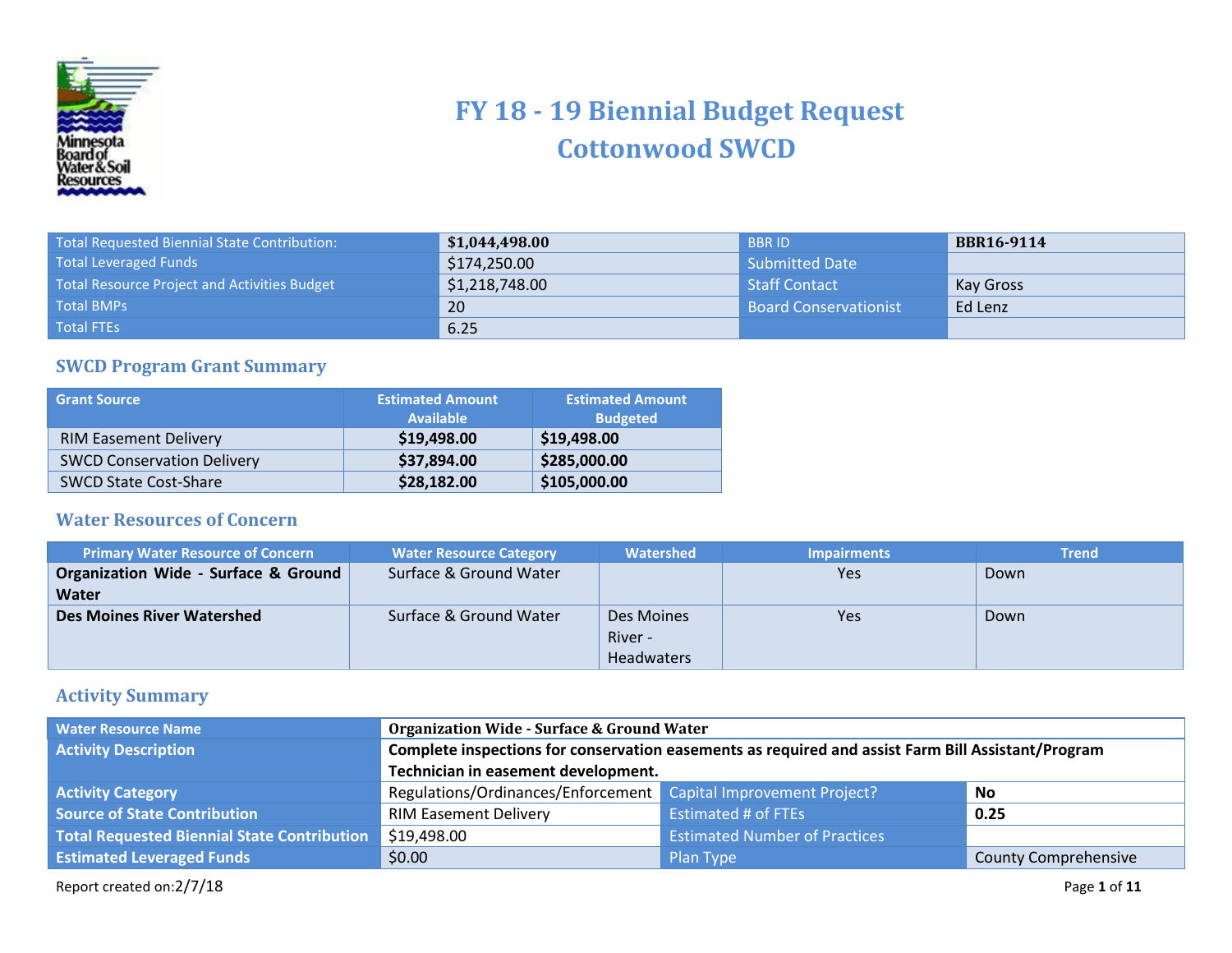# FY 18 - 19 Biennial Budget Request
# Cottonwood SWCD

| | | | |
|---|---|---|---|
| Total Requested Biennial State Contribution: | **$1,044,498.00** | BBR ID | **BBR16-9114** |
| Total Leveraged Funds | $174,250.00 | Submitted Date | |
| Total Resource Project and Activities Budget | $1,218,748.00 | Staff Contact | Kay Gross |
| Total BMPs | 20 | Board Conservationist | Ed Lenz |
| Total FTEs | 6.25 | | |

## SWCD Program Grant Summary

| Grant Source | Estimated Amount Available | Estimated Amount Budgeted |
|---|---|---|
| RIM Easement Delivery | **$19,498.00** | **$19,498.00** |
| SWCD Conservation Delivery | **$37,894.00** | **$285,000.00** |
| SWCD State Cost-Share | **$28,182.00** | **$105,000.00** |

## Water Resources of Concern

| Primary Water Resource of Concern | Water Resource Category | Watershed | Impairments | Trend |
|---|---|---|---|---|
| **Organization Wide - Surface & Ground Water** | Surface & Ground Water | | Yes | Down |
| **Des Moines River Watershed** | Surface & Ground Water | Des Moines River - Headwaters | Yes | Down |

## Activity Summary

| | | | |
|---|---|---|---|
| Water Resource Name | **Organization Wide - Surface & Ground Water** | | |
| Activity Description | **Complete inspections for conservation easements as required and assist Farm Bill Assistant/Program Technician in easement development.** | | |
| Activity Category | Regulations/Ordinances/Enforcement | Capital Improvement Project? | **No** |
| Source of State Contribution | RIM Easement Delivery | Estimated # of FTEs | **0.25** |
| Total Requested Biennial State Contribution | $19,498.00 | Estimated Number of Practices | |
| Estimated Leveraged Funds | $0.00 | Plan Type | County Comprehensive |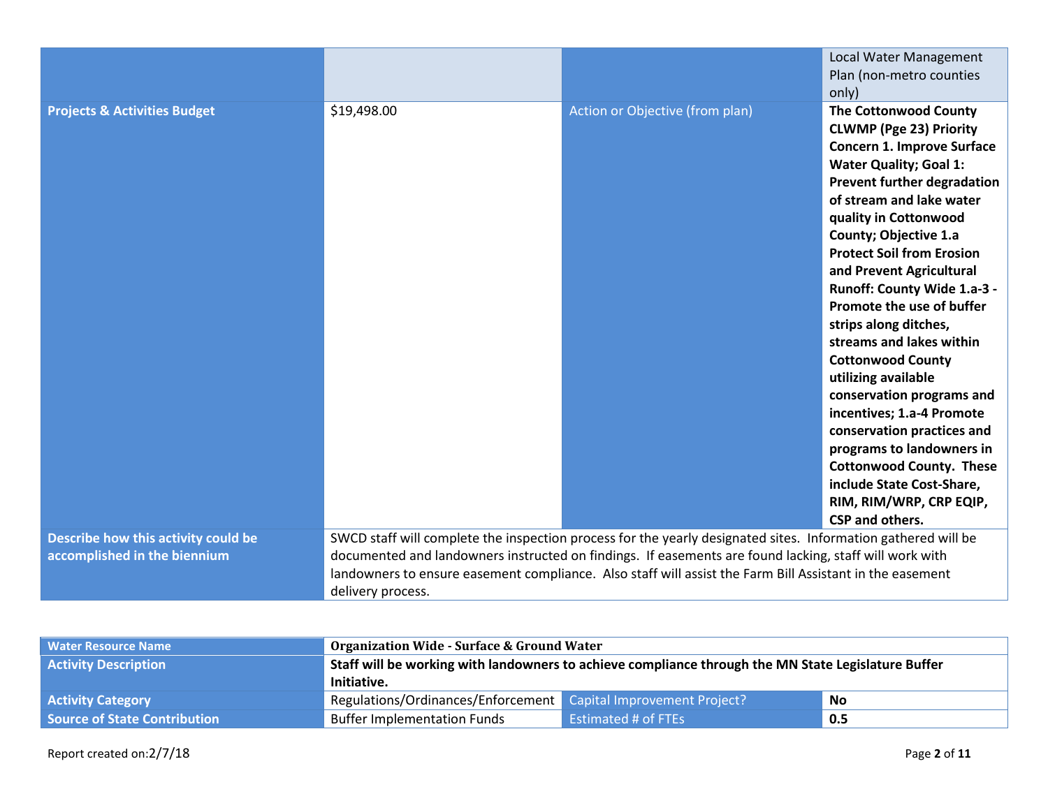| | | | Local Water Management Plan (non-metro counties only) |
|---|---|---|---|
| **Projects & Activities Budget** | $19,498.00 | Action or Objective (from plan) | **The Cottonwood County CLWMP (Pge 23) Priority Concern 1. Improve Surface Water Quality; Goal 1: Prevent further degradation of stream and lake water quality in Cottonwood County; Objective 1.a Protect Soil from Erosion and Prevent Agricultural Runoff: County Wide 1.a-3 - Promote the use of buffer strips along ditches, streams and lakes within Cottonwood County utilizing available conservation programs and incentives; 1.a-4 Promote conservation practices and programs to landowners in Cottonwood County. These include State Cost-Share, RIM, RIM/WRP, CRP EQIP, CSP and others.** |
| **Describe how this activity could be accomplished in the biennium** | SWCD staff will complete the inspection process for the yearly designated sites. Information gathered will be documented and landowners instructed on findings. If easements are found lacking, staff will work with landowners to ensure easement compliance. Also staff will assist the Farm Bill Assistant in the easement delivery process. | | |

| **Water Resource Name** | **Organization Wide - Surface & Ground Water** | | |
|---|---|---|---|
| **Activity Description** | **Staff will be working with landowners to achieve compliance through the MN State Legislature Buffer Initiative.** | | |
| **Activity Category** | Regulations/Ordinances/Enforcement | Capital Improvement Project? | **No** |
| **Source of State Contribution** | Buffer Implementation Funds | Estimated # of FTEs | **0.5** |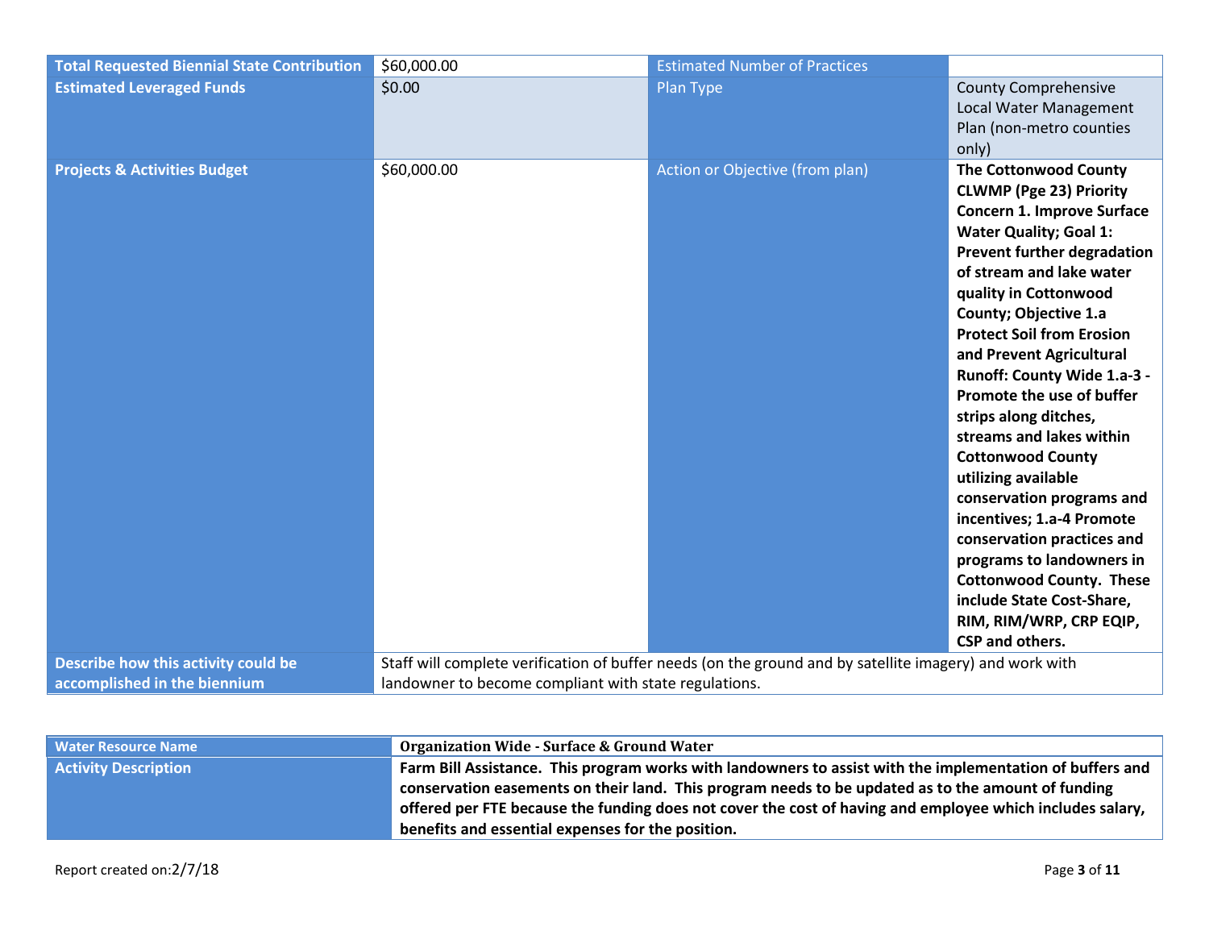| **Total Requested Biennial State Contribution** | $60,000.00 | Estimated Number of Practices | |
|---|---|---|---|
| **Estimated Leveraged Funds** | $0.00 | Plan Type | County Comprehensive Local Water Management Plan (non-metro counties only) |
| **Projects & Activities Budget** | $60,000.00 | Action or Objective (from plan) | **The Cottonwood County CLWMP (Pge 23) Priority Concern 1. Improve Surface Water Quality; Goal 1: Prevent further degradation of stream and lake water quality in Cottonwood County; Objective 1.a Protect Soil from Erosion and Prevent Agricultural Runoff: County Wide 1.a-3 - Promote the use of buffer strips along ditches, streams and lakes within Cottonwood County utilizing available conservation programs and incentives; 1.a-4 Promote conservation practices and programs to landowners in Cottonwood County. These include State Cost-Share, RIM, RIM/WRP, CRP EQIP, CSP and others.** |
| **Describe how this activity could be accomplished in the biennium** | Staff will complete verification of buffer needs (on the ground and by satellite imagery) and work with landowner to become compliant with state regulations. | | |

| **Water Resource Name** | **Organization Wide - Surface & Ground Water** |
|---|---|
| **Activity Description** | **Farm Bill Assistance. This program works with landowners to assist with the implementation of buffers and conservation easements on their land. This program needs to be updated as to the amount of funding offered per FTE because the funding does not cover the cost of having and employee which includes salary, benefits and essential expenses for the position.** |

Report created on:2/7/18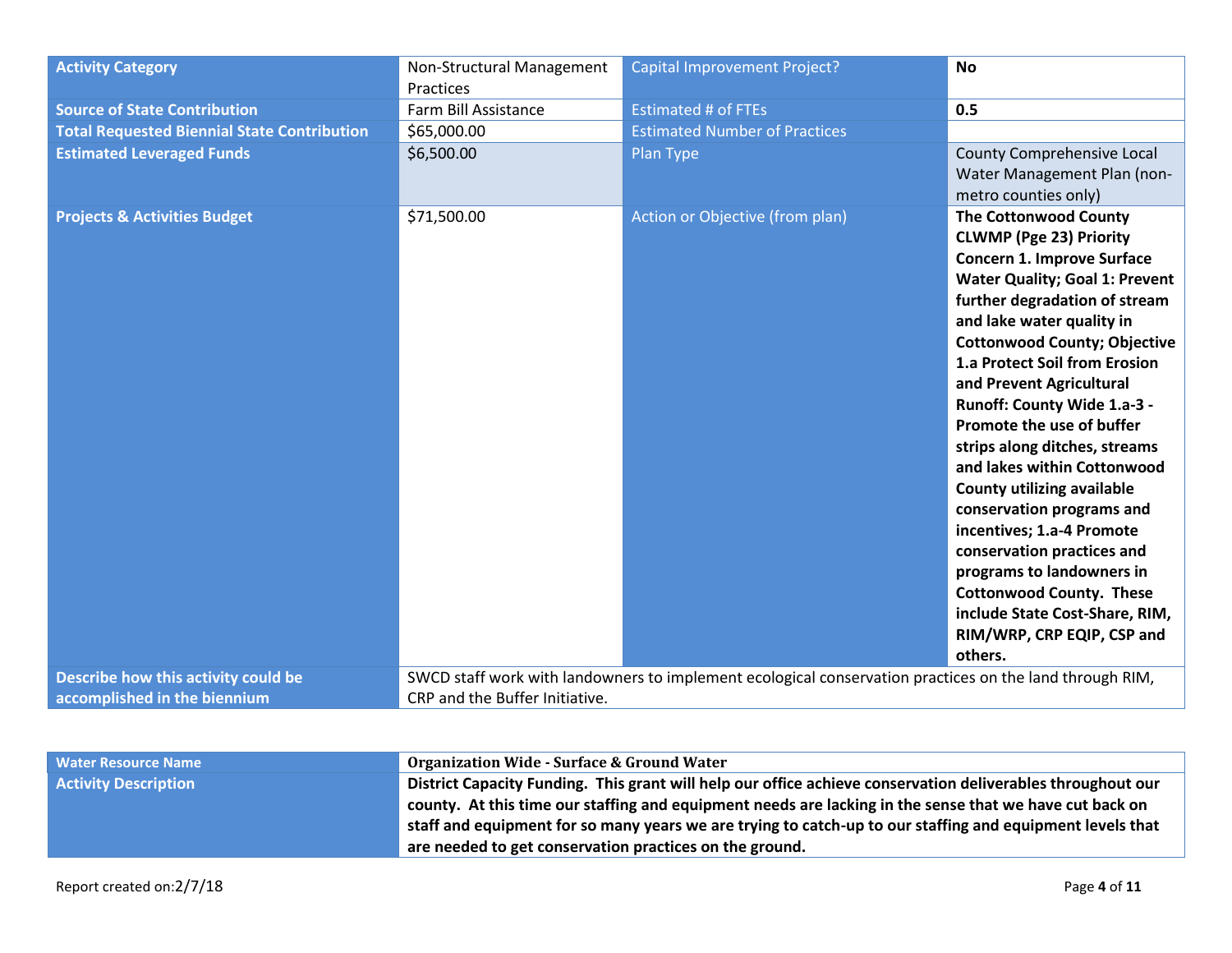| Activity Category | Non-Structural Management Practices | Capital Improvement Project? | **No** |
|---|---|---|---|
| **Source of State Contribution** | Farm Bill Assistance | Estimated # of FTEs | **0.5** |
| **Total Requested Biennial State Contribution** | $65,000.00 | Estimated Number of Practices | |
| **Estimated Leveraged Funds** | $6,500.00 | Plan Type | County Comprehensive Local Water Management Plan (non-metro counties only) |
| **Projects & Activities Budget** | $71,500.00 | Action or Objective (from plan) | **The Cottonwood County CLWMP (Pge 23) Priority Concern 1. Improve Surface Water Quality; Goal 1: Prevent further degradation of stream and lake water quality in Cottonwood County; Objective 1.a Protect Soil from Erosion and Prevent Agricultural Runoff: County Wide 1.a-3 - Promote the use of buffer strips along ditches, streams and lakes within Cottonwood County utilizing available conservation programs and incentives; 1.a-4 Promote conservation practices and programs to landowners in Cottonwood County. These include State Cost-Share, RIM, RIM/WRP, CRP EQIP, CSP and others.** |
| **Describe how this activity could be accomplished in the biennium** | SWCD staff work with landowners to implement ecological conservation practices on the land through RIM, CRP and the Buffer Initiative. | | |

| Water Resource Name | **Organization Wide - Surface & Ground Water** |
|---|---|
| **Activity Description** | **District Capacity Funding. This grant will help our office achieve conservation deliverables throughout our county. At this time our staffing and equipment needs are lacking in the sense that we have cut back on staff and equipment for so many years we are trying to catch-up to our staffing and equipment levels that are needed to get conservation practices on the ground.** |

Report created on:2/7/18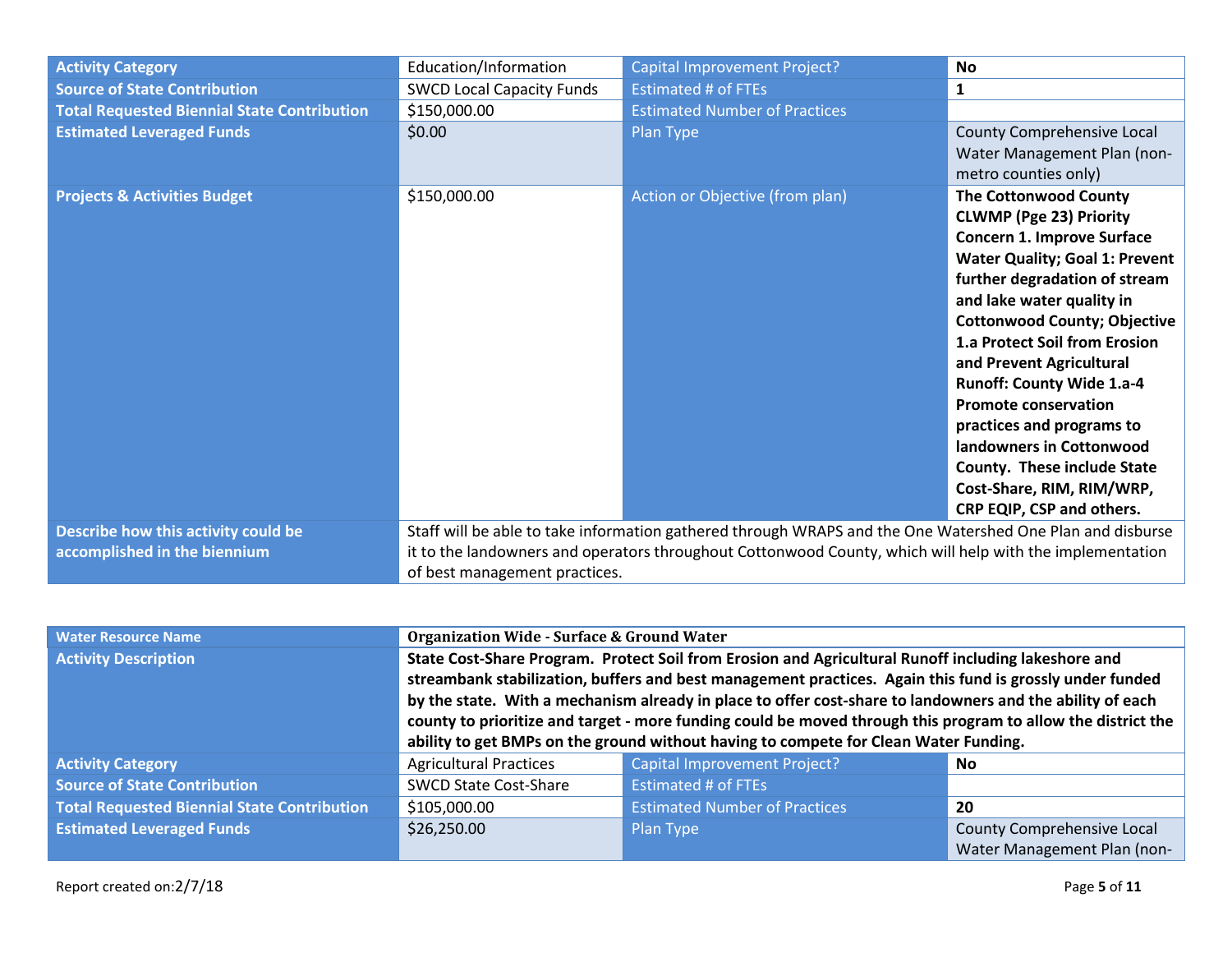| Activity Category | Education/Information | Capital Improvement Project? | **No** |
|---|---|---|---|
| Source of State Contribution | SWCD Local Capacity Funds | Estimated # of FTEs | **1** |
| Total Requested Biennial State Contribution | $150,000.00 | Estimated Number of Practices | |
| Estimated Leveraged Funds | $0.00 | Plan Type | County Comprehensive Local Water Management Plan (non-metro counties only) |
| Projects & Activities Budget | $150,000.00 | Action or Objective (from plan) | **The Cottonwood County CLWMP (Pge 23) Priority Concern 1. Improve Surface Water Quality; Goal 1: Prevent further degradation of stream and lake water quality in Cottonwood County; Objective 1.a Protect Soil from Erosion and Prevent Agricultural Runoff: County Wide 1.a-4 Promote conservation practices and programs to landowners in Cottonwood County. These include State Cost-Share, RIM, RIM/WRP, CRP EQIP, CSP and others.** |
| Describe how this activity could be accomplished in the biennium | Staff will be able to take information gathered through WRAPS and the One Watershed One Plan and disburse it to the landowners and operators throughout Cottonwood County, which will help with the implementation of best management practices. | | |

| Water Resource Name | **Organization Wide - Surface & Ground Water** | | |
|---|---|---|---|
| Activity Description | **State Cost-Share Program. Protect Soil from Erosion and Agricultural Runoff including lakeshore and streambank stabilization, buffers and best management practices. Again this fund is grossly under funded by the state. With a mechanism already in place to offer cost-share to landowners and the ability of each county to prioritize and target - more funding could be moved through this program to allow the district the ability to get BMPs on the ground without having to compete for Clean Water Funding.** | | |
| Activity Category | Agricultural Practices | Capital Improvement Project? | **No** |
| Source of State Contribution | SWCD State Cost-Share | Estimated # of FTEs | |
| Total Requested Biennial State Contribution | $105,000.00 | Estimated Number of Practices | **20** |
| Estimated Leveraged Funds | $26,250.00 | Plan Type | County Comprehensive Local Water Management Plan (non- |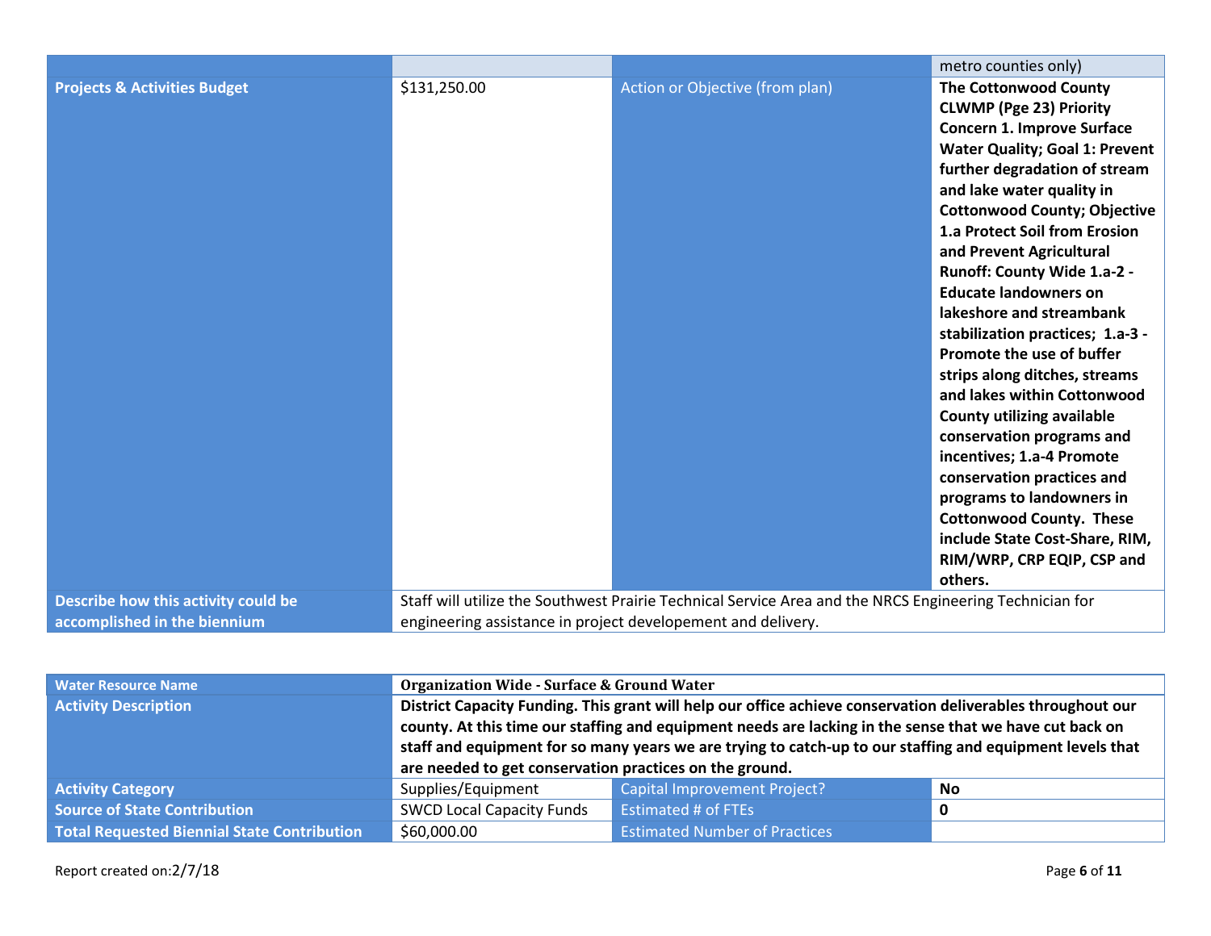|  |  |  | metro counties only) |
|---|---|---|---|
| **Projects & Activities Budget** | $131,250.00 | Action or Objective (from plan) | **The Cottonwood County CLWMP (Pge 23) Priority Concern 1. Improve Surface Water Quality; Goal 1: Prevent further degradation of stream and lake water quality in Cottonwood County; Objective 1.a Protect Soil from Erosion and Prevent Agricultural Runoff: County Wide 1.a-2 - Educate landowners on lakeshore and streambank stabilization practices; 1.a-3 - Promote the use of buffer strips along ditches, streams and lakes within Cottonwood County utilizing available conservation programs and incentives; 1.a-4 Promote conservation practices and programs to landowners in Cottonwood County. These include State Cost-Share, RIM, RIM/WRP, CRP EQIP, CSP and others.** |
| **Describe how this activity could be accomplished in the biennium** | Staff will utilize the Southwest Prairie Technical Service Area and the NRCS Engineering Technician for engineering assistance in project developement and delivery. | | |

| **Water Resource Name** | **Organization Wide - Surface & Ground Water** | | |
|---|---|---|---|
| **Activity Description** | **District Capacity Funding. This grant will help our office achieve conservation deliverables throughout our county. At this time our staffing and equipment needs are lacking in the sense that we have cut back on staff and equipment for so many years we are trying to catch-up to our staffing and equipment levels that are needed to get conservation practices on the ground.** | | |
| **Activity Category** | Supplies/Equipment | Capital Improvement Project? | **No** |
| **Source of State Contribution** | SWCD Local Capacity Funds | Estimated # of FTEs | **0** |
| **Total Requested Biennial State Contribution** | $60,000.00 | Estimated Number of Practices | |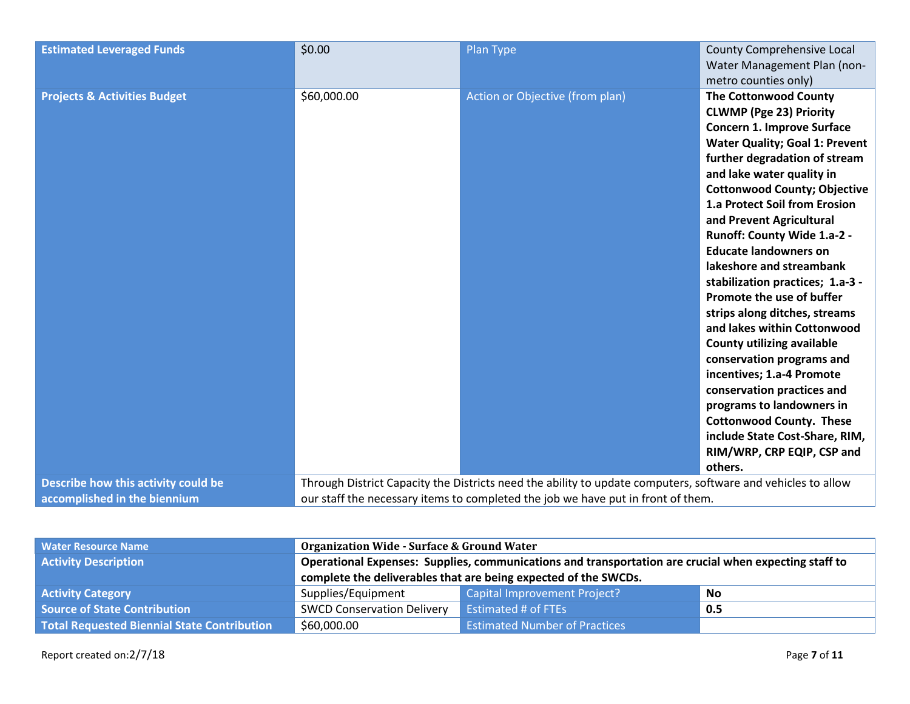| | | | |
|---|---|---|---|
| **Estimated Leveraged Funds** | $0.00 | Plan Type | County Comprehensive Local Water Management Plan (non-metro counties only) |
| **Projects & Activities Budget** | $60,000.00 | Action or Objective (from plan) | **The Cottonwood County CLWMP (Pge 23) Priority Concern 1. Improve Surface Water Quality; Goal 1: Prevent further degradation of stream and lake water quality in Cottonwood County; Objective 1.a Protect Soil from Erosion and Prevent Agricultural Runoff: County Wide 1.a-2 - Educate landowners on lakeshore and streambank stabilization practices; 1.a-3 - Promote the use of buffer strips along ditches, streams and lakes within Cottonwood County utilizing available conservation programs and incentives; 1.a-4 Promote conservation practices and programs to landowners in Cottonwood County. These include State Cost-Share, RIM, RIM/WRP, CRP EQIP, CSP and others.** |
| **Describe how this activity could be accomplished in the biennium** | Through District Capacity the Districts need the ability to update computers, software and vehicles to allow our staff the necessary items to completed the job we have put in front of them. | | |

| | | | |
|---|---|---|---|
| **Water Resource Name** | **Organization Wide - Surface & Ground Water** | | |
| **Activity Description** | **Operational Expenses: Supplies, communications and transportation are crucial when expecting staff to complete the deliverables that are being expected of the SWCDs.** | | |
| **Activity Category** | Supplies/Equipment | Capital Improvement Project? | **No** |
| **Source of State Contribution** | SWCD Conservation Delivery | Estimated # of FTEs | **0.5** |
| **Total Requested Biennial State Contribution** | $60,000.00 | Estimated Number of Practices | |

Report created on:2/7/18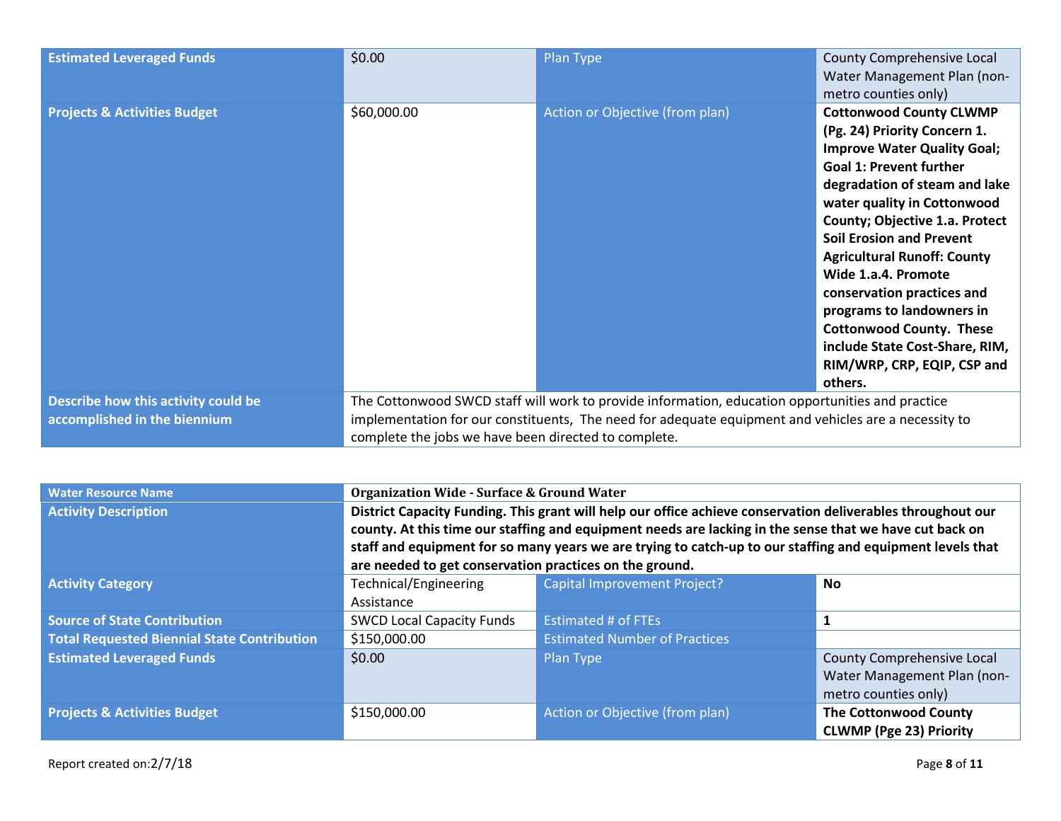| | | | |
|---|---|---|---|
| **Estimated Leveraged Funds** | $0.00 | Plan Type | County Comprehensive Local Water Management Plan (non-metro counties only) |
| **Projects & Activities Budget** | $60,000.00 | Action or Objective (from plan) | **Cottonwood County CLWMP (Pg. 24) Priority Concern 1. Improve Water Quality Goal; Goal 1: Prevent further degradation of steam and lake water quality in Cottonwood County; Objective 1.a. Protect Soil Erosion and Prevent Agricultural Runoff: County Wide 1.a.4. Promote conservation practices and programs to landowners in Cottonwood County. These include State Cost-Share, RIM, RIM/WRP, CRP, EQIP, CSP and others.** |
| **Describe how this activity could be accomplished in the biennium** | The Cottonwood SWCD staff will work to provide information, education opportunities and practice implementation for our constituents, The need for adequate equipment and vehicles are a necessity to complete the jobs we have been directed to complete. | | |

| | | | |
|---|---|---|---|
| **Water Resource Name** | **Organization Wide - Surface & Ground Water** | | |
| **Activity Description** | **District Capacity Funding. This grant will help our office achieve conservation deliverables throughout our county. At this time our staffing and equipment needs are lacking in the sense that we have cut back on staff and equipment for so many years we are trying to catch-up to our staffing and equipment levels that are needed to get conservation practices on the ground.** | | |
| **Activity Category** | Technical/Engineering Assistance | Capital Improvement Project? | **No** |
| **Source of State Contribution** | SWCD Local Capacity Funds | Estimated # of FTEs | **1** |
| **Total Requested Biennial State Contribution** | $150,000.00 | Estimated Number of Practices | |
| **Estimated Leveraged Funds** | $0.00 | Plan Type | County Comprehensive Local Water Management Plan (non-metro counties only) |
| **Projects & Activities Budget** | $150,000.00 | Action or Objective (from plan) | **The Cottonwood County CLWMP (Pge 23) Priority** |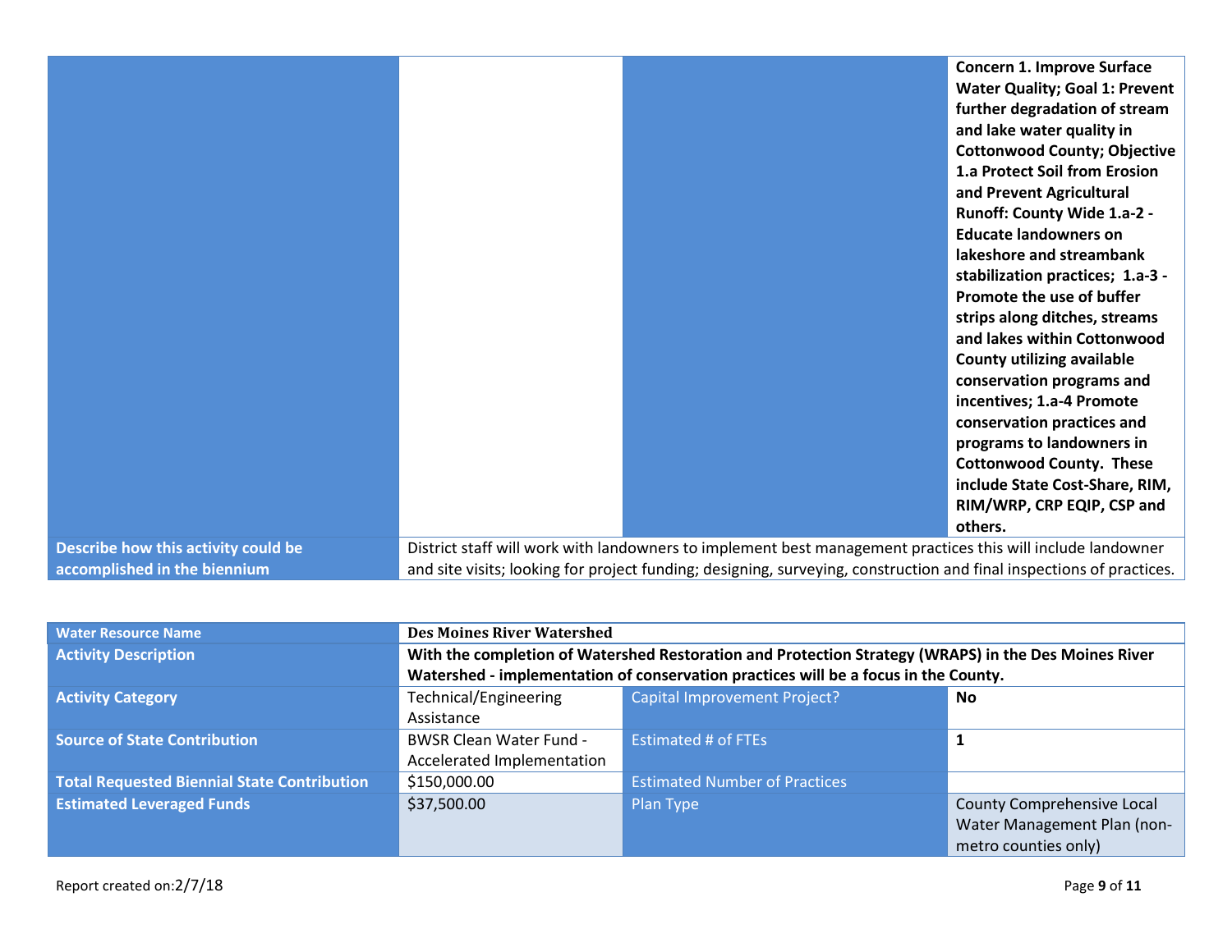| | | | |
|---|---|---|---|
| | | | **Concern 1. Improve Surface Water Quality; Goal 1: Prevent further degradation of stream and lake water quality in Cottonwood County; Objective 1.a Protect Soil from Erosion and Prevent Agricultural Runoff: County Wide 1.a-2 - Educate landowners on lakeshore and streambank stabilization practices; 1.a-3 - Promote the use of buffer strips along ditches, streams and lakes within Cottonwood County utilizing available conservation programs and incentives; 1.a-4 Promote conservation practices and programs to landowners in Cottonwood County. These include State Cost-Share, RIM, RIM/WRP, CRP EQIP, CSP and others.** |
| **Describe how this activity could be accomplished in the biennium** | District staff will work with landowners to implement best management practices this will include landowner and site visits; looking for project funding; designing, surveying, construction and final inspections of practices. | | |

| | | | |
|---|---|---|---|
| **Water Resource Name** | **Des Moines River Watershed** | | |
| **Activity Description** | **With the completion of Watershed Restoration and Protection Strategy (WRAPS) in the Des Moines River Watershed - implementation of conservation practices will be a focus in the County.** | | |
| **Activity Category** | Technical/Engineering Assistance | Capital Improvement Project? | **No** |
| **Source of State Contribution** | BWSR Clean Water Fund - Accelerated Implementation | Estimated # of FTEs | **1** |
| **Total Requested Biennial State Contribution** | $150,000.00 | Estimated Number of Practices | |
| **Estimated Leveraged Funds** | $37,500.00 | Plan Type | County Comprehensive Local Water Management Plan (non-metro counties only) |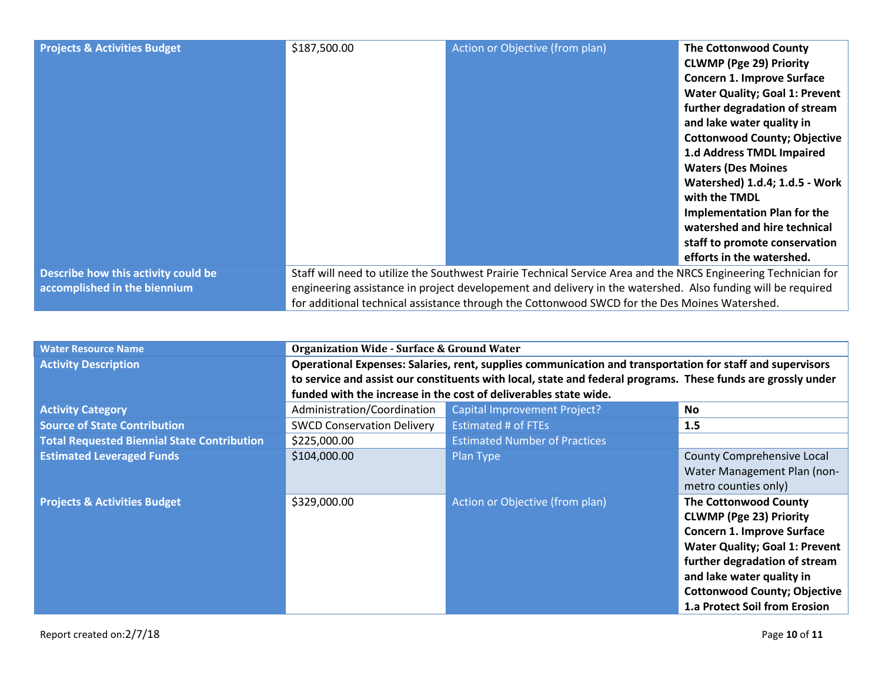| | | | |
|---|---|---|---|
| **Projects & Activities Budget** | $187,500.00 | Action or Objective (from plan) | **The Cottonwood County CLWMP (Pge 29) Priority Concern 1. Improve Surface Water Quality; Goal 1: Prevent further degradation of stream and lake water quality in Cottonwood County; Objective 1.d Address TMDL Impaired Waters (Des Moines Watershed) 1.d.4; 1.d.5 - Work with the TMDL Implementation Plan for the watershed and hire technical staff to promote conservation efforts in the watershed.** |
| **Describe how this activity could be accomplished in the biennium** | Staff will need to utilize the Southwest Prairie Technical Service Area and the NRCS Engineering Technician for engineering assistance in project developement and delivery in the watershed. Also funding will be required for additional technical assistance through the Cottonwood SWCD for the Des Moines Watershed. | | |

| **Water Resource Name** | **Organization Wide - Surface & Ground Water** | | |
|---|---|---|---|
| **Activity Description** | **Operational Expenses: Salaries, rent, supplies communication and transportation for staff and supervisors to service and assist our constituents with local, state and federal programs. These funds are grossly under funded with the increase in the cost of deliverables state wide.** | | |
| **Activity Category** | Administration/Coordination | Capital Improvement Project? | **No** |
| **Source of State Contribution** | SWCD Conservation Delivery | Estimated # of FTEs | **1.5** |
| **Total Requested Biennial State Contribution** | $225,000.00 | Estimated Number of Practices | |
| **Estimated Leveraged Funds** | $104,000.00 | Plan Type | County Comprehensive Local Water Management Plan (non-metro counties only) |
| **Projects & Activities Budget** | $329,000.00 | Action or Objective (from plan) | **The Cottonwood County CLWMP (Pge 23) Priority Concern 1. Improve Surface Water Quality; Goal 1: Prevent further degradation of stream and lake water quality in Cottonwood County; Objective 1.a Protect Soil from Erosion** |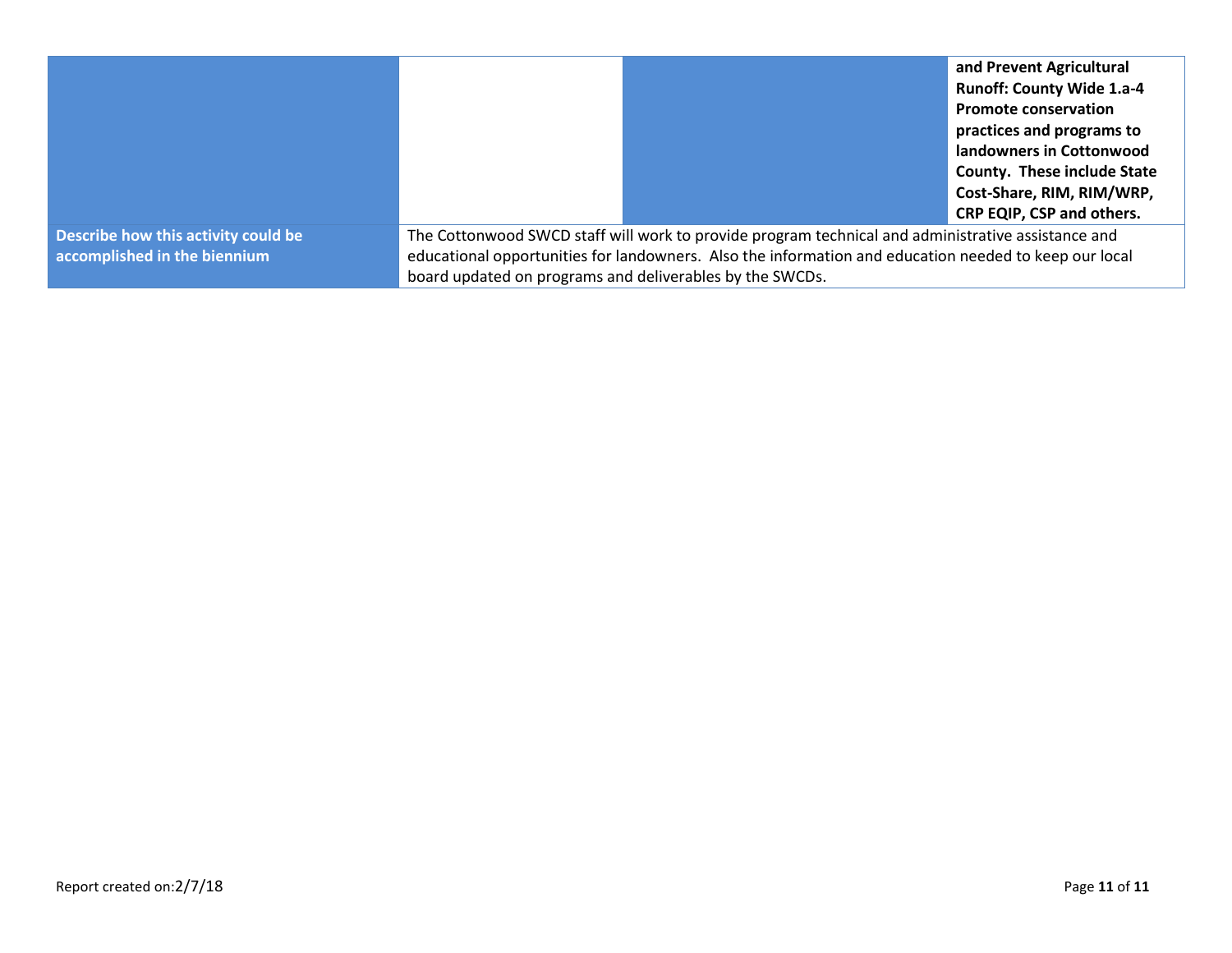| | | | |
|---|---|---|---|
| | | | **and Prevent Agricultural Runoff: County Wide 1.a-4 Promote conservation practices and programs to landowners in Cottonwood County. These include State Cost-Share, RIM, RIM/WRP, CRP EQIP, CSP and others.** |
| **Describe how this activity could be accomplished in the biennium** | The Cottonwood SWCD staff will work to provide program technical and administrative assistance and educational opportunities for landowners. Also the information and education needed to keep our local board updated on programs and deliverables by the SWCDs. | | |

Report created on:2/7/18